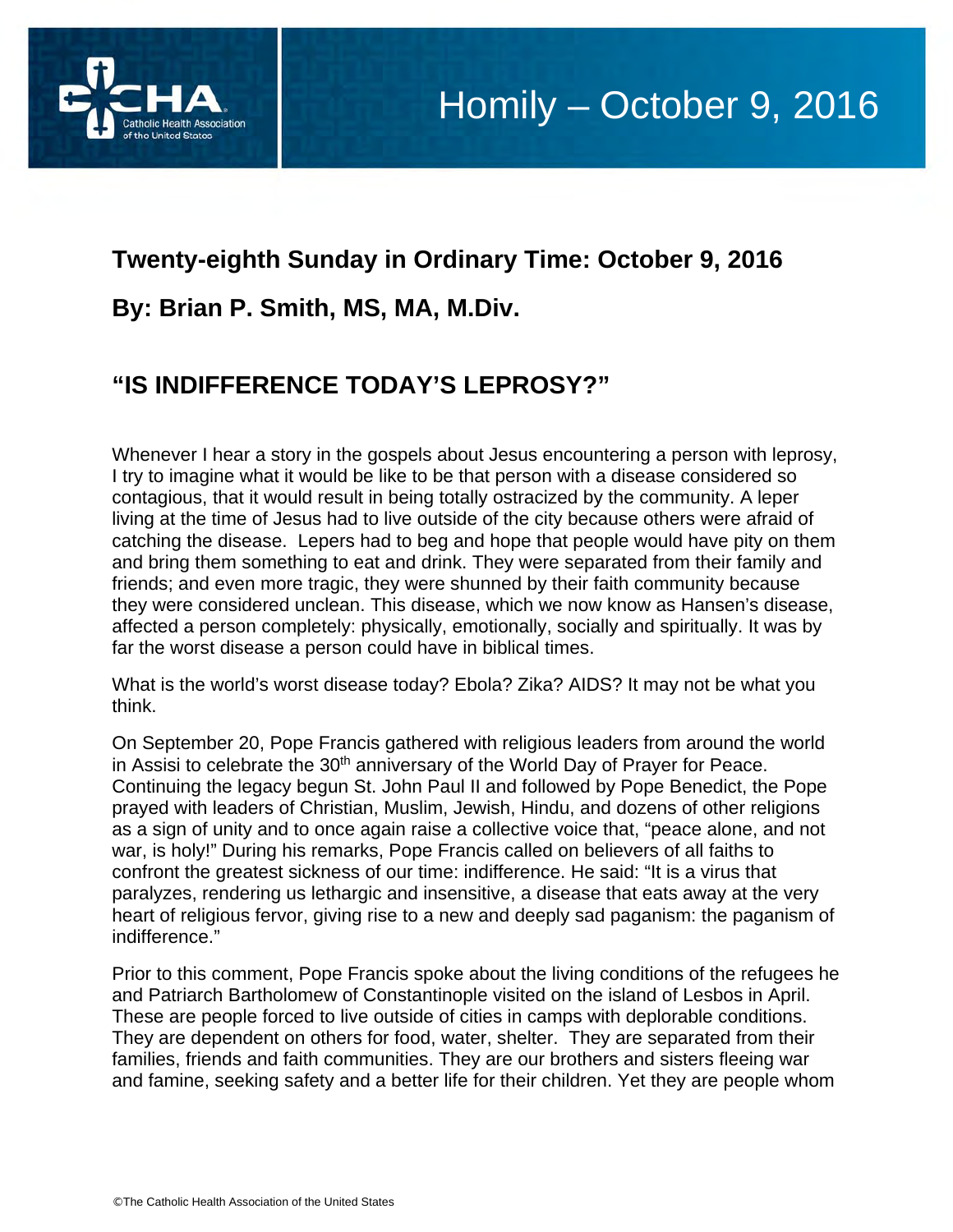# Homily – October 9, 2016

## Twenty-eighth Sunday in Ordinary Time: October 9, 2016

## By: Brian P. Smith, MS, MA, M.Div.

## "IS INDIFFERENCE TODAY'S LEPROSY?"

Whenever I hear a story in the gospels about Jesus encountering a person with leprosy, I try to imagine what it would be like to be that person with a disease considered so contagious, that it would result in being totally ostracized by the community. A leper living at the time of Jesus had to live outside of the city because others were afraid of catching the disease. Lepers had to beg and hope that people would have pity on them and bring them something to eat and drink. They were separated from their family and friends; and even more tragic, they were shunned by their faith community because they were considered unclean. This disease, which we now know as Hansen's disease, affected a person completely: physically, emotionally, socially and spiritually. It was by far the worst disease a person could have in biblical times.

What is the world's worst disease today? Ebola? Zika? AIDS? It may not be what you think.

On September 20, Pope Francis gathered with religious leaders from around the world in Assisi to celebrate the 30th anniversary of the World Day of Prayer for Peace. Continuing the legacy begun St. John Paul II and followed by Pope Benedict, the Pope prayed with leaders of Christian, Muslim, Jewish, Hindu, and dozens of other religions as a sign of unity and to once again raise a collective voice that, "peace alone, and not war, is holy!" During his remarks, Pope Francis called on believers of all faiths to confront the greatest sickness of our time: indifference. He said: "It is a virus that paralyzes, rendering us lethargic and insensitive, a disease that eats away at the very heart of religious fervor, giving rise to a new and deeply sad paganism: the paganism of indifference."

Prior to this comment, Pope Francis spoke about the living conditions of the refugees he and Patriarch Bartholomew of Constantinople visited on the island of Lesbos in April. These are people forced to live outside of cities in camps with deplorable conditions. They are dependent on others for food, water, shelter. They are separated from their families, friends and faith communities. They are our brothers and sisters fleeing war and famine, seeking safety and a better life for their children. Yet they are people whom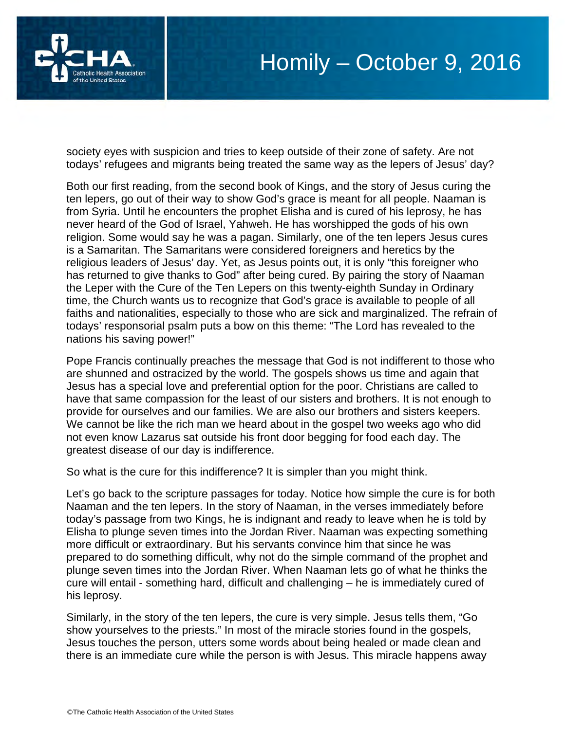society eyes with suspicion and tries to keep outside of their zone of safety. Are not todays' refugees and migrants being treated the same way as the lepers of Jesus' day?

Both our first reading, from the second book of Kings, and the story of Jesus curing the ten lepers, go out of their way to show God's grace is meant for all people. Naaman is from Syria. Until he encounters the prophet Elisha and is cured of his leprosy, he has never heard of the God of Israel, Yahweh. He has worshipped the gods of his own religion. Some would say he was a pagan. Similarly, one of the ten lepers Jesus cures is a Samaritan. The Samaritans were considered foreigners and heretics by the religious leaders of Jesus' day. Yet, as Jesus points out, it is only "this foreigner who has returned to give thanks to God" after being cured. By pairing the story of Naaman the Leper with the Cure of the Ten Lepers on this twenty-eighth Sunday in Ordinary time, the Church wants us to recognize that God's grace is available to people of all faiths and nationalities, especially to those who are sick and marginalized. The refrain of todays' responsorial psalm puts a bow on this theme: "The Lord has revealed to the nations his saving power!"

Pope Francis continually preaches the message that God is not indifferent to those who are shunned and ostracized by the world. The gospels shows us time and again that Jesus has a special love and preferential option for the poor. Christians are called to have that same compassion for the least of our sisters and brothers. It is not enough to provide for ourselves and our families. We are also our brothers and sisters keepers. We cannot be like the rich man we heard about in the gospel two weeks ago who did not even know Lazarus sat outside his front door begging for food each day. The greatest disease of our day is indifference.

So what is the cure for this indifference? It is simpler than you might think.

Let's go back to the scripture passages for today. Notice how simple the cure is for both Naaman and the ten lepers. In the story of Naaman, in the verses immediately before today's passage from two Kings, he is indignant and ready to leave when he is told by Elisha to plunge seven times into the Jordan River. Naaman was expecting something more difficult or extraordinary. But his servants convince him that since he was prepared to do something difficult, why not do the simple command of the prophet and plunge seven times into the Jordan River. When Naaman lets go of what he thinks the cure will entail - something hard, difficult and challenging – he is immediately cured of his leprosy.

Similarly, in the story of the ten lepers, the cure is very simple. Jesus tells them, "Go show yourselves to the priests." In most of the miracle stories found in the gospels, Jesus touches the person, utters some words about being healed or made clean and there is an immediate cure while the person is with Jesus. This miracle happens away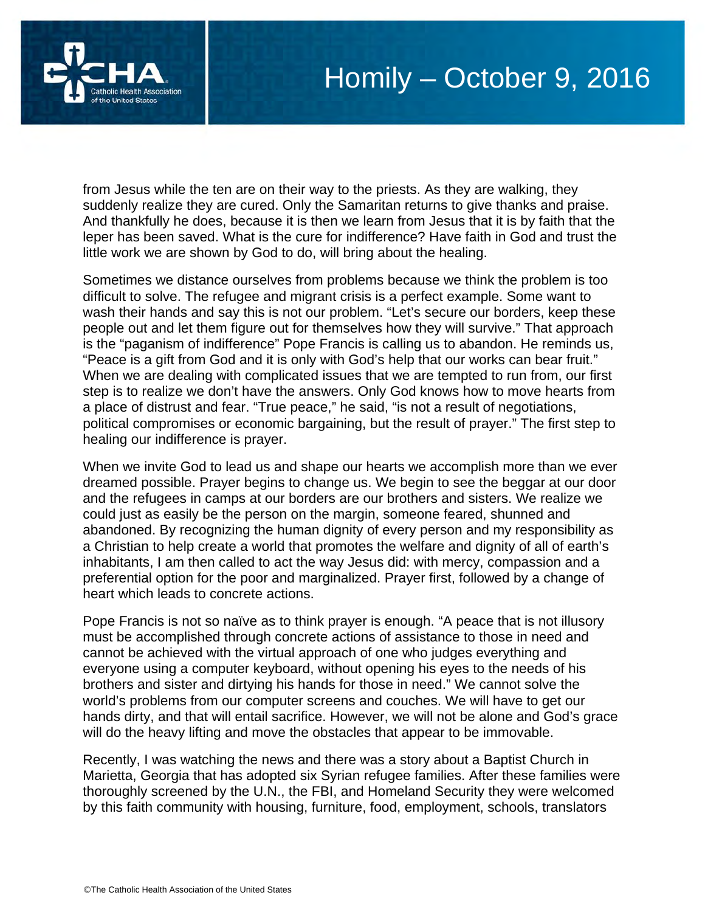from Jesus while the ten are on their way to the priests. As they are walking, they suddenly realize they are cured. Only the Samaritan returns to give thanks and praise. And thankfully he does, because it is then we learn from Jesus that it is by faith that the leper has been saved. What is the cure for indifference? Have faith in God and trust the little work we are shown by God to do, will bring about the healing.

Sometimes we distance ourselves from problems because we think the problem is too difficult to solve. The refugee and migrant crisis is a perfect example. Some want to wash their hands and say this is not our problem. "Let's secure our borders, keep these people out and let them figure out for themselves how they will survive." That approach is the "paganism of indifference" Pope Francis is calling us to abandon. He reminds us, "Peace is a gift from God and it is only with God's help that our works can bear fruit." When we are dealing with complicated issues that we are tempted to run from, our first step is to realize we don't have the answers. Only God knows how to move hearts from a place of distrust and fear. "True peace," he said, "is not a result of negotiations, political compromises or economic bargaining, but the result of prayer." The first step to healing our indifference is prayer.

When we invite God to lead us and shape our hearts we accomplish more than we ever dreamed possible. Prayer begins to change us. We begin to see the beggar at our door and the refugees in camps at our borders are our brothers and sisters. We realize we could just as easily be the person on the margin, someone feared, shunned and abandoned. By recognizing the human dignity of every person and my responsibility as a Christian to help create a world that promotes the welfare and dignity of all of earth's inhabitants, I am then called to act the way Jesus did: with mercy, compassion and a preferential option for the poor and marginalized. Prayer first, followed by a change of heart which leads to concrete actions.

Pope Francis is not so naïve as to think prayer is enough. "A peace that is not illusory must be accomplished through concrete actions of assistance to those in need and cannot be achieved with the virtual approach of one who judges everything and everyone using a computer keyboard, without opening his eyes to the needs of his brothers and sister and dirtying his hands for those in need." We cannot solve the world's problems from our computer screens and couches. We will have to get our hands dirty, and that will entail sacrifice. However, we will not be alone and God's grace will do the heavy lifting and move the obstacles that appear to be immovable.

Recently, I was watching the news and there was a story about a Baptist Church in Marietta, Georgia that has adopted six Syrian refugee families. After these families were thoroughly screened by the U.N., the FBI, and Homeland Security they were welcomed by this faith community with housing, furniture, food, employment, schools, translators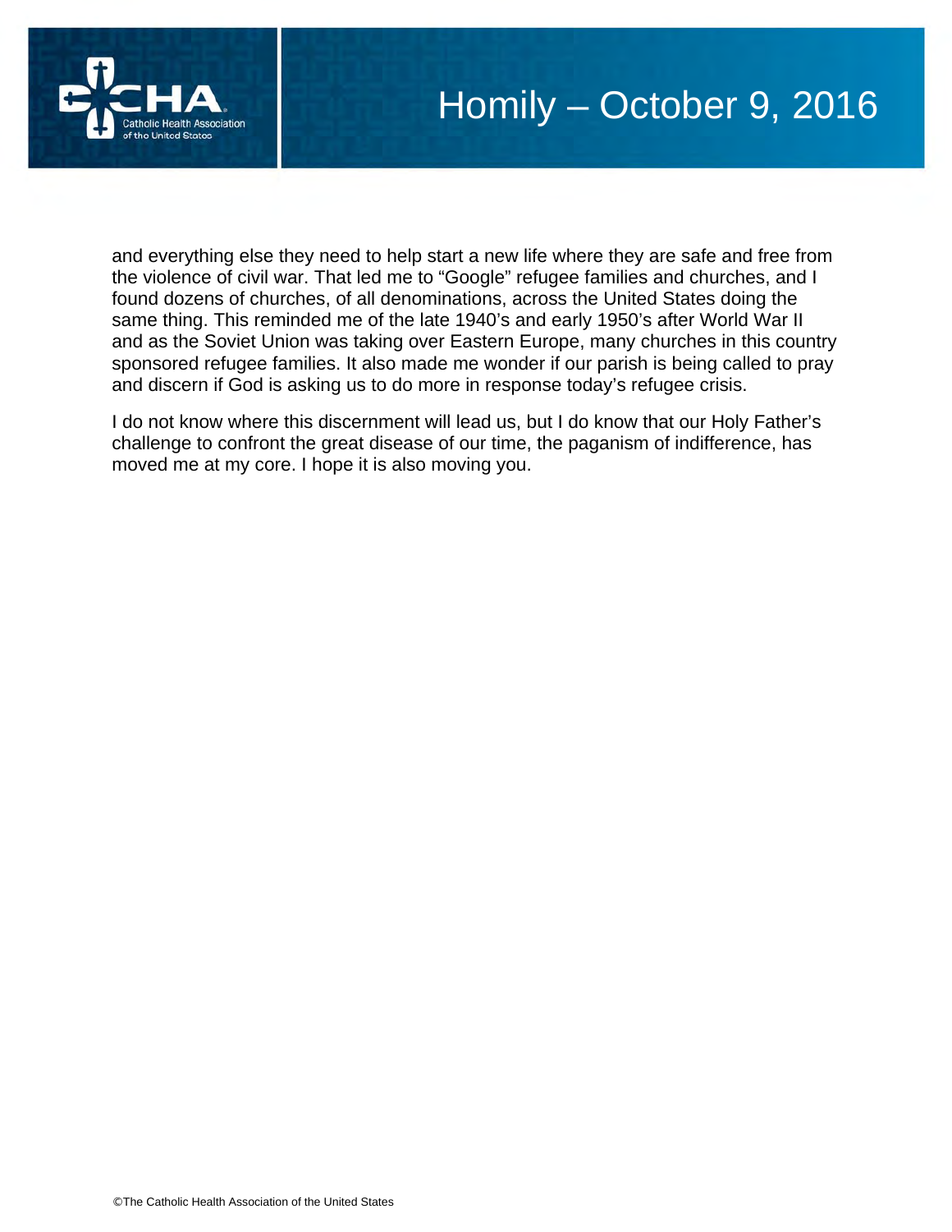and everything else they need to help start a new life where they are safe and free from the violence of civil war. That led me to "Google" refugee families and churches, and I found dozens of churches, of all denominations, across the United States doing the same thing. This reminded me of the late 1940's and early 1950's after World War II and as the Soviet Union was taking over Eastern Europe, many churches in this country sponsored refugee families. It also made me wonder if our parish is being called to pray and discern if God is asking us to do more in response today's refugee crisis.

I do not know where this discernment will lead us, but I do know that our Holy Father's challenge to confront the great disease of our time, the paganism of indifference, has moved me at my core. I hope it is also moving you.